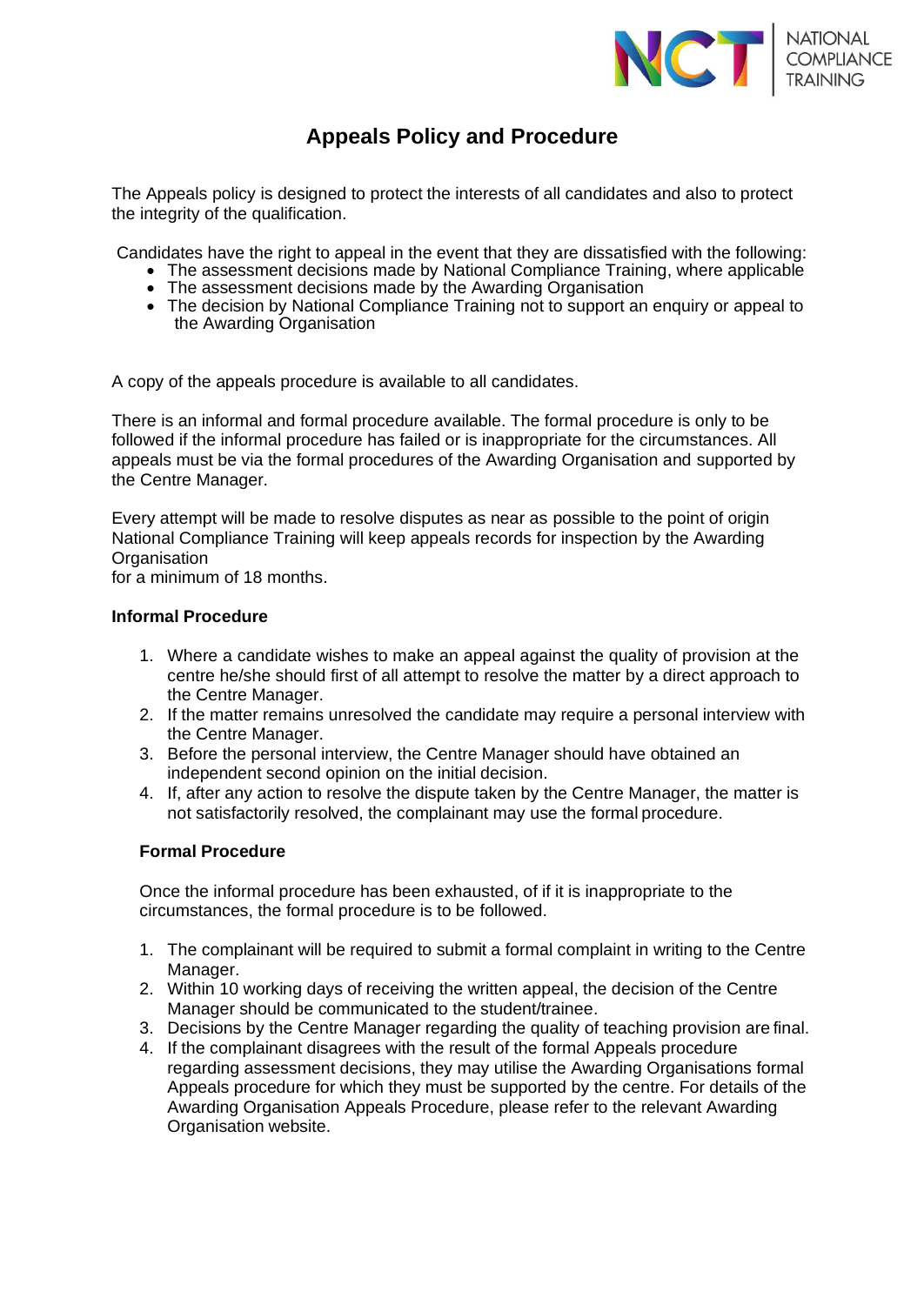# Appeals Policy and Procedure

The Appeals policy is designed to protect the interests of all candidates and also to protect the integrity of the qualification.

Candidates have the right to appeal in the event that they are dissatisfied with the following:

- The assessment decisions made by National Compliance Training, where applicable
- The assessment decisions made by the Awarding Organisation
- The decision by National Compliance Training not to support an enquiry or appeal to the Awarding Organisation

A copy of the appeals procedure is available to all candidates.

There is an informal and formal procedure available. The formal procedure is only to be followed if the informal procedure has failed or is inappropriate for the circumstances. All appeals must be via the formal procedures of the Awarding Organisation and supported by the Centre Manager.

Every attempt will be made to resolve disputes as near as possible to the point of origin National Compliance Training will keep appeals records for inspection by the Awarding Organisation
for a minimum of 18 months.

**Informal Procedure**

1. Where a candidate wishes to make an appeal against the quality of provision at the centre he/she should first of all attempt to resolve the matter by a direct approach to the Centre Manager.
2. If the matter remains unresolved the candidate may require a personal interview with the Centre Manager.
3. Before the personal interview, the Centre Manager should have obtained an independent second opinion on the initial decision.
4. If, after any action to resolve the dispute taken by the Centre Manager, the matter is not satisfactorily resolved, the complainant may use the formal procedure.

**Formal Procedure**

Once the informal procedure has been exhausted, of if it is inappropriate to the circumstances, the formal procedure is to be followed.

1. The complainant will be required to submit a formal complaint in writing to the Centre Manager.
2. Within 10 working days of receiving the written appeal, the decision of the Centre Manager should be communicated to the student/trainee.
3. Decisions by the Centre Manager regarding the quality of teaching provision are final.
4. If the complainant disagrees with the result of the formal Appeals procedure regarding assessment decisions, they may utilise the Awarding Organisations formal Appeals procedure for which they must be supported by the centre. For details of the Awarding Organisation Appeals Procedure, please refer to the relevant Awarding Organisation website.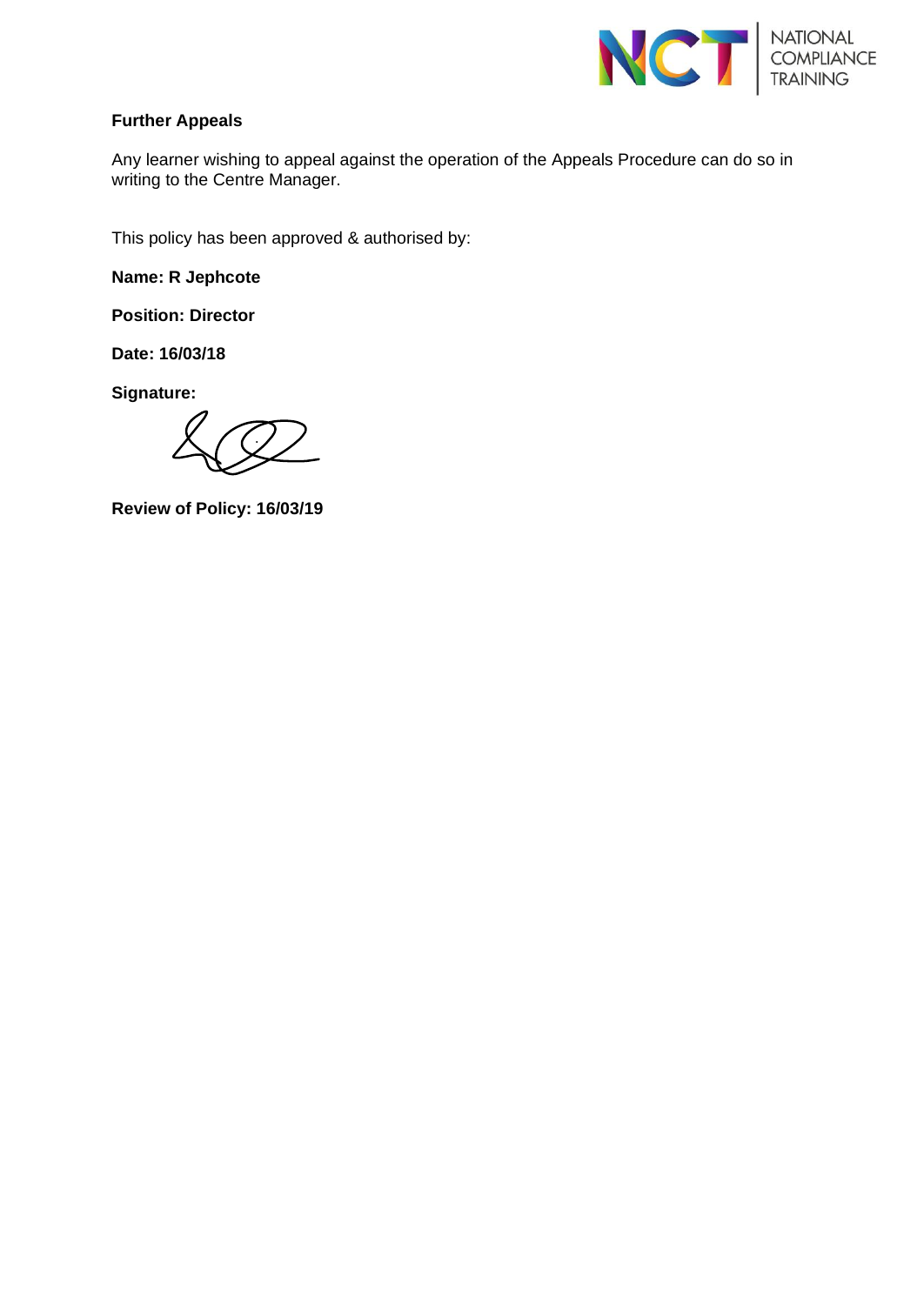**Further Appeals**

Any learner wishing to appeal against the operation of the Appeals Procedure can do so in writing to the Centre Manager.

This policy has been approved & authorised by:

**Name: R Jephcote**

**Position: Director**

**Date: 16/03/18**

**Signature:**

**Review of Policy: 16/03/19**